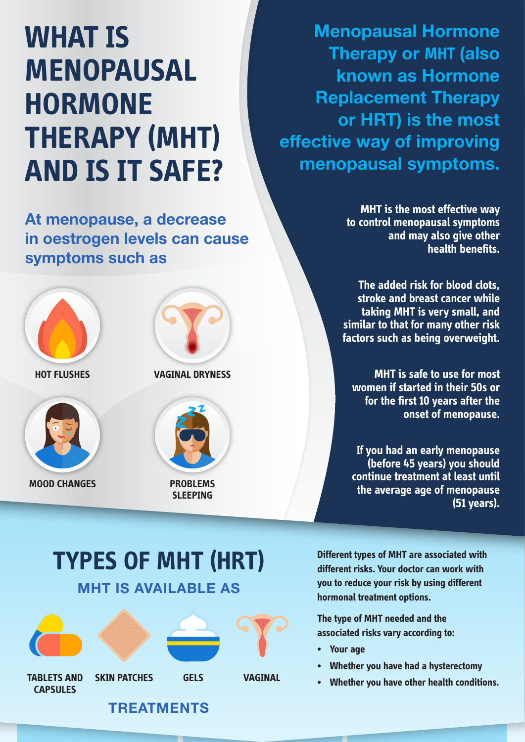# WHAT IS MENOPAUSAL HORMONE THERAPY (MHT) AND IS IT SAFE?

**At menopause, a decrease in oestrogen levels can cause symptoms such as**

- HOT FLUSHES
- VAGINAL DRYNESS
- MOOD CHANGES
- PROBLEMS SLEEPING

**Menopausal Hormone Therapy or MHT (also known as Hormone Replacement Therapy or HRT) is the most effective way of improving menopausal symptoms.**

**MHT is the most effective way to control menopausal symptoms and may also give other health benefits.**

**The added risk for blood clots, stroke and breast cancer while taking MHT is very small, and similar to that for many other risk factors such as being overweight.**

**MHT is safe to use for most women if started in their 50s or for the first 10 years after the onset of menopause.**

**If you had an early menopause (before 45 years) you should continue treatment at least until the average age of menopause (51 years).**

## TYPES OF MHT (HRT)

### MHT IS AVAILABLE AS

- TABLETS AND CAPSULES
- SKIN PATCHES
- GELS
- VAGINAL

### TREATMENTS

**Different types of MHT are associated with different risks. Your doctor can work with you to reduce your risk by using different hormonal treatment options.**

**The type of MHT needed and the associated risks vary according to:**

- Your age
- Whether you have had a hysterectomy
- Whether you have other health conditions.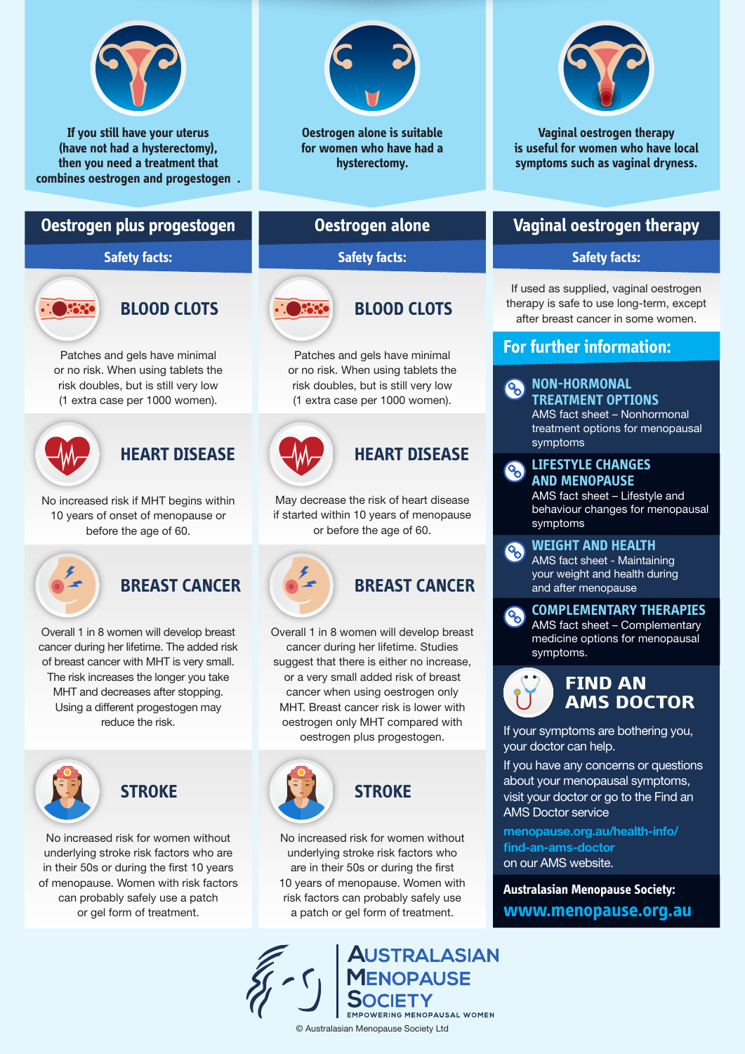If you still have your uterus (have not had a hysterectomy), then you need a treatment that combines oestrogen and progestogen.

Oestrogen alone is suitable for women who have had a hysterectomy.

Vaginal oestrogen therapy is useful for women who have local symptoms such as vaginal dryness.

## Oestrogen plus progestogen

### Safety facts:

#### BLOOD CLOTS

Patches and gels have minimal or no risk. When using tablets the risk doubles, but is still very low (1 extra case per 1000 women).

#### HEART DISEASE

No increased risk if MHT begins within 10 years of onset of menopause or before the age of 60.

#### BREAST CANCER

Overall 1 in 8 women will develop breast cancer during her lifetime. The added risk of breast cancer with MHT is very small. The risk increases the longer you take MHT and decreases after stopping. Using a different progestogen may reduce the risk.

#### STROKE

No increased risk for women without underlying stroke risk factors who are in their 50s or during the first 10 years of menopause. Women with risk factors can probably safely use a patch or gel form of treatment.

## Oestrogen alone

### Safety facts:

#### BLOOD CLOTS

Patches and gels have minimal or no risk. When using tablets the risk doubles, but is still very low (1 extra case per 1000 women).

#### HEART DISEASE

May decrease the risk of heart disease if started within 10 years of menopause or before the age of 60.

#### BREAST CANCER

Overall 1 in 8 women will develop breast cancer during her lifetime. Studies suggest that there is either no increase, or a very small added risk of breast cancer when using oestrogen only MHT. Breast cancer risk is lower with oestrogen only MHT compared with oestrogen plus progestogen.

#### STROKE

No increased risk for women without underlying stroke risk factors who are in their 50s or during the first 10 years of menopause. Women with risk factors can probably safely use a patch or gel form of treatment.

## Vaginal oestrogen therapy

### Safety facts:

If used as supplied, vaginal oestrogen therapy is safe to use long-term, except after breast cancer in some women.

## For further information:

**NON-HORMONAL TREATMENT OPTIONS**
AMS fact sheet – Nonhormonal treatment options for menopausal symptoms

**LIFESTYLE CHANGES AND MENOPAUSE**
AMS fact sheet – Lifestyle and behaviour changes for menopausal symptoms

**WEIGHT AND HEALTH**
AMS fact sheet - Maintaining your weight and health during and after menopause

**COMPLEMENTARY THERAPIES**
AMS fact sheet – Complementary medicine options for menopausal symptoms.

## FIND AN AMS DOCTOR

If your symptoms are bothering you, your doctor can help.

If you have any concerns or questions about your menopausal symptoms, visit your doctor or go to the Find an AMS Doctor service menopause.org.au/health-info/find-an-ams-doctor on our AMS website.

**Australasian Menopause Society:**
**www.menopause.org.au**

AUSTRALASIAN MENOPAUSE SOCIETY
EMPOWERING MENOPAUSAL WOMEN

© Australasian Menopause Society Ltd